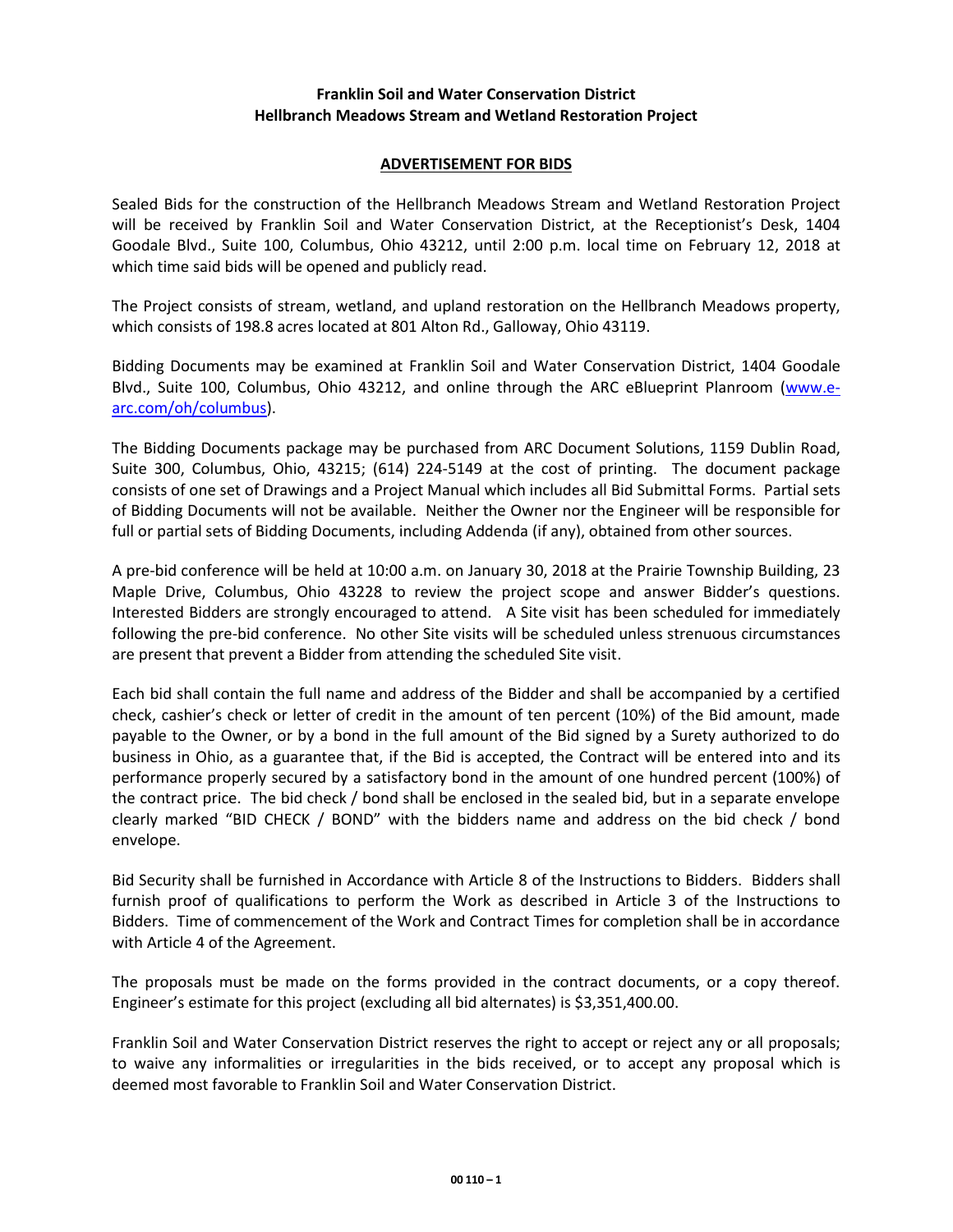**Franklin Soil and Water Conservation District**
**Hellbranch Meadows Stream and Wetland Restoration Project**

## ADVERTISEMENT FOR BIDS

Sealed Bids for the construction of the Hellbranch Meadows Stream and Wetland Restoration Project will be received by Franklin Soil and Water Conservation District, at the Receptionist's Desk, 1404 Goodale Blvd., Suite 100, Columbus, Ohio 43212, until 2:00 p.m. local time on February 12, 2018 at which time said bids will be opened and publicly read.

The Project consists of stream, wetland, and upland restoration on the Hellbranch Meadows property, which consists of 198.8 acres located at 801 Alton Rd., Galloway, Ohio 43119.

Bidding Documents may be examined at Franklin Soil and Water Conservation District, 1404 Goodale Blvd., Suite 100, Columbus, Ohio 43212, and online through the ARC eBlueprint Planroom (www.e-arc.com/oh/columbus).

The Bidding Documents package may be purchased from ARC Document Solutions, 1159 Dublin Road, Suite 300, Columbus, Ohio, 43215; (614) 224-5149 at the cost of printing. The document package consists of one set of Drawings and a Project Manual which includes all Bid Submittal Forms. Partial sets of Bidding Documents will not be available. Neither the Owner nor the Engineer will be responsible for full or partial sets of Bidding Documents, including Addenda (if any), obtained from other sources.

A pre-bid conference will be held at 10:00 a.m. on January 30, 2018 at the Prairie Township Building, 23 Maple Drive, Columbus, Ohio 43228 to review the project scope and answer Bidder's questions. Interested Bidders are strongly encouraged to attend. A Site visit has been scheduled for immediately following the pre-bid conference. No other Site visits will be scheduled unless strenuous circumstances are present that prevent a Bidder from attending the scheduled Site visit.

Each bid shall contain the full name and address of the Bidder and shall be accompanied by a certified check, cashier's check or letter of credit in the amount of ten percent (10%) of the Bid amount, made payable to the Owner, or by a bond in the full amount of the Bid signed by a Surety authorized to do business in Ohio, as a guarantee that, if the Bid is accepted, the Contract will be entered into and its performance properly secured by a satisfactory bond in the amount of one hundred percent (100%) of the contract price. The bid check / bond shall be enclosed in the sealed bid, but in a separate envelope clearly marked "BID CHECK / BOND" with the bidders name and address on the bid check / bond envelope.

Bid Security shall be furnished in Accordance with Article 8 of the Instructions to Bidders. Bidders shall furnish proof of qualifications to perform the Work as described in Article 3 of the Instructions to Bidders. Time of commencement of the Work and Contract Times for completion shall be in accordance with Article 4 of the Agreement.

The proposals must be made on the forms provided in the contract documents, or a copy thereof. Engineer's estimate for this project (excluding all bid alternates) is $3,351,400.00.

Franklin Soil and Water Conservation District reserves the right to accept or reject any or all proposals; to waive any informalities or irregularities in the bids received, or to accept any proposal which is deemed most favorable to Franklin Soil and Water Conservation District.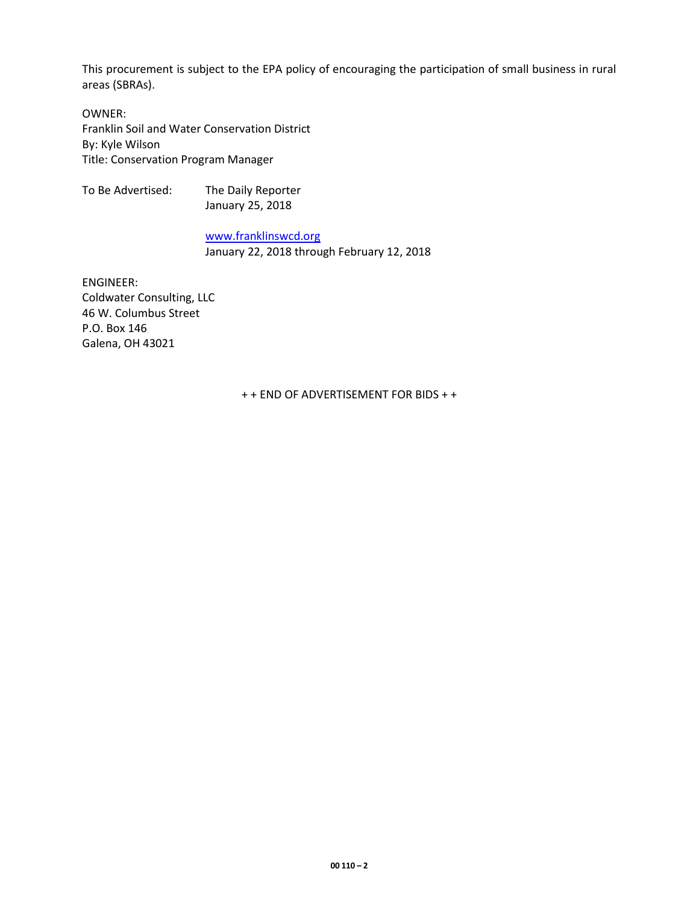This procurement is subject to the EPA policy of encouraging the participation of small business in rural areas (SBRAs).

OWNER:
Franklin Soil and Water Conservation District
By: Kyle Wilson
Title: Conservation Program Manager

To Be Advertised: The Daily Reporter
January 25, 2018

www.franklinswcd.org
January 22, 2018 through February 12, 2018

ENGINEER:
Coldwater Consulting, LLC
46 W. Columbus Street
P.O. Box 146
Galena, OH 43021

+ + END OF ADVERTISEMENT FOR BIDS + +